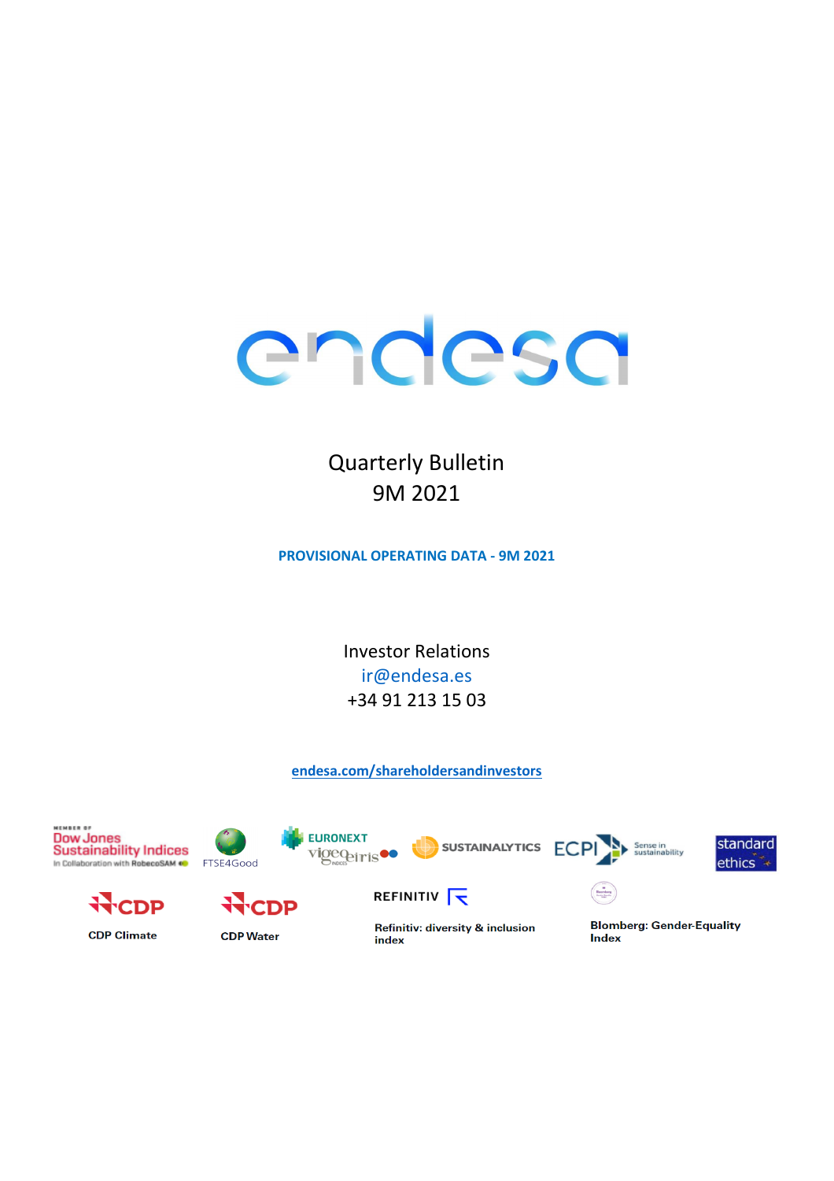# Quarterly Bulletin

# 9M 2021

**PROVISIONAL OPERATING DATA - 9M 2021**

Investor Relations

ir@endesa.es

+34 91 213 15 03

endesa.com/shareholdersandinvestors

CDP Climate

CDP Water

Refinitiv: diversity & inclusion index

Blomberg: Gender-Equality Index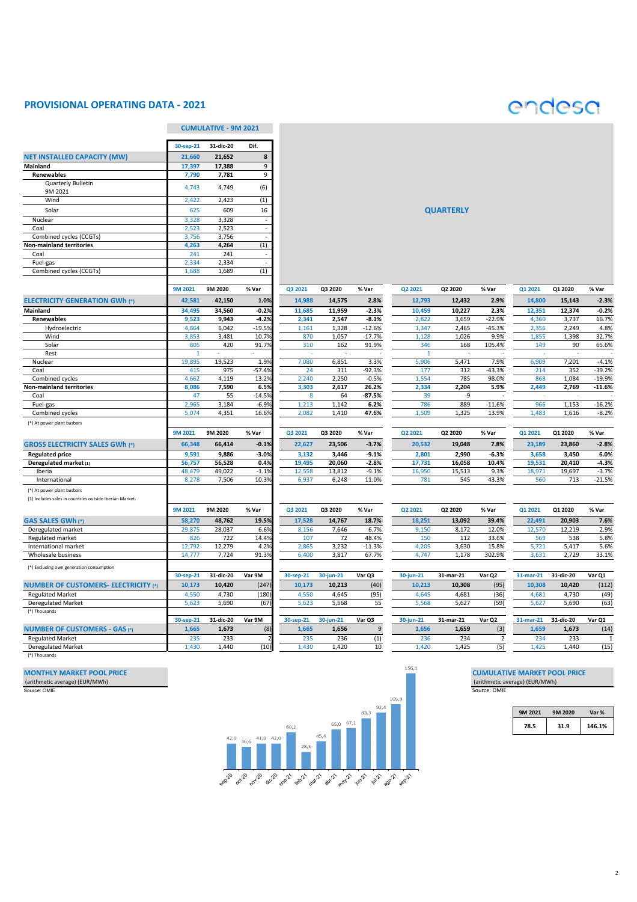# PROVISIONAL OPERATING DATA - 2021

endesa

## CUMULATIVE - 9M 2021

| NET INSTALLED CAPACITY (MW) | 30-sep-21 | 31-dic-20 | Dif. |
|---|---|---|---|
| **NET INSTALLED CAPACITY (MW)** | **21,660** | **21,652** | **8** |
| **Mainland** | **17,397** | **17,388** | 9 |
| **Renewables** | **7,790** | **7,781** | 9 |
| Quarterly Bulletin 9M 2021 | 4,743 | 4,749 | (6) |
| Wind | 2,422 | 2,423 | (1) |
| Solar | 625 | 609 | 16 |
| Nuclear | 3,328 | 3,328 | - |
| Coal | 2,523 | 2,523 | - |
| Combined cycles (CCGTs) | 3,756 | 3,756 | - |
| **Non-mainland territories** | **4,263** | **4,264** | (1) |
| Coal | 241 | 241 | - |
| Fuel-gas | 2,334 | 2,334 | - |
| Combined cycles (CCGTs) | 1,688 | 1,689 | (1) |

## QUARTERLY

| | 9M 2021 | 9M 2020 | % Var | Q3 2021 | Q3 2020 | % Var | Q2 2021 | Q2 2020 | % Var | Q1 2021 | Q1 2020 | % Var |
|---|---|---|---|---|---|---|---|---|---|---|---|---|
| **ELECTRICITY GENERATION GWh (*)** | **42,581** | **42,150** | **1.0%** | **14,988** | **14,575** | **2.8%** | **12,793** | **12,432** | **2.9%** | **14,800** | **15,143** | **-2.3%** |
| **Mainland** | **34,495** | **34,560** | **-0.2%** | **11,685** | **11,959** | **-2.3%** | **10,459** | **10,227** | **2.3%** | **12,351** | **12,374** | **-0.2%** |
| **Renewables** | **9,523** | **9,943** | **-4.2%** | **2,341** | **2,547** | **-8.1%** | **2,822** | **3,659** | **-22.9%** | **4,360** | **3,737** | **16.7%** |
| Hydroelectric | 4,864 | 6,042 | -19.5% | 1,161 | 1,328 | -12.6% | 1,347 | 2,465 | -45.3% | 2,356 | 2,249 | 4.8% |
| Wind | 3,853 | 3,481 | 10.7% | 870 | 1,057 | -17.7% | 1,128 | 1,026 | 9.9% | 1,855 | 1,398 | 32.7% |
| Solar | 805 | 420 | 91.7% | 310 | 162 | 91.9% | 346 | 168 | 105.4% | 149 | 90 | 65.6% |
| Rest | 1 | - | - | - | - | - | 1 | - | - | - | - | - |
| Nuclear | 19,895 | 19,523 | 1.9% | 7,080 | 6,851 | 3.3% | 5,906 | 5,471 | 7.9% | 6,909 | 7,201 | -4.1% |
| Coal | 415 | 975 | -57.4% | 24 | 311 | -92.3% | 177 | 312 | -43.3% | 214 | 352 | -39.2% |
| Combined cycles | 4,662 | 4,119 | 13.2% | 2,240 | 2,250 | -0.5% | 1,554 | 785 | 98.0% | 868 | 1,084 | -19.9% |
| **Non-mainland territories** | **8,086** | **7,590** | **6.5%** | **3,303** | **2,617** | **26.2%** | **2,334** | **2,204** | **5.9%** | **2,449** | **2,769** | **-11.6%** |
| Coal | 47 | 55 | -14.5% | 8 | 64 | **-87.5%** | 39 | -9 | - | - | - | - |
| Fuel-gas | 2,965 | 3,184 | -6.9% | 1,213 | 1,142 | 6.2% | 786 | 889 | -11.6% | 966 | 1,153 | -16.2% |
| Combined cycles | 5,074 | 4,351 | 16.6% | 2,082 | 1,410 | 47.6% | 1,509 | 1,325 | 13.9% | 1,483 | 1,616 | -8.2% |

(*) At power plant busbars

| | 9M 2021 | 9M 2020 | % Var | Q3 2021 | Q3 2020 | % Var | Q2 2021 | Q2 2020 | % Var | Q1 2021 | Q1 2020 | % Var |
|---|---|---|---|---|---|---|---|---|---|---|---|---|
| **GROSS ELECTRICITY SALES GWh (*)** | **66,348** | **66,414** | **-0.1%** | **22,627** | **23,506** | **-3.7%** | **20,532** | **19,048** | **7.8%** | **23,189** | **23,860** | **-2.8%** |
| **Regulated price** | **9,591** | **9,886** | **-3.0%** | **3,132** | **3,446** | **-9.1%** | **2,801** | **2,990** | **-6.3%** | **3,658** | **3,450** | **6.0%** |
| **Deregulated market (1)** | **56,757** | **56,528** | **0.4%** | **19,495** | **20,060** | **-2.8%** | **17,731** | **16,058** | **10.4%** | **19,531** | **20,410** | **-4.3%** |
| Iberia | 48,479 | 49,022 | -1.1% | 12,558 | 13,812 | -9.1% | 16,950 | 15,513 | 9.3% | 18,971 | 19,697 | -3.7% |
| International | 8,278 | 7,506 | 10.3% | 6,937 | 6,248 | 11.0% | 781 | 545 | 43.3% | 560 | 713 | -21.5% |

(*) At power plant busbars

(1) Includes sales in countries outside Iberian Market.

| | 9M 2021 | 9M 2020 | % Var | Q3 2021 | Q3 2020 | % Var | Q2 2021 | Q2 2020 | % Var | Q1 2021 | Q1 2020 | % Var |
|---|---|---|---|---|---|---|---|---|---|---|---|---|
| **GAS SALES GWh (*)** | **58,270** | **48,762** | **19.5%** | **17,528** | **14,767** | **18.7%** | **18,251** | **13,092** | **39.4%** | **22,491** | **20,903** | **7.6%** |
| Deregulated market | 29,875 | 28,037 | 6.6% | 8,156 | 7,646 | 6.7% | 9,150 | 8,172 | 12.0% | 12,570 | 12,219 | 2.9% |
| Regulated market | 826 | 722 | 14.4% | 107 | 72 | 48.4% | 150 | 112 | 33.6% | 569 | 538 | 5.8% |
| International market | 12,792 | 12,279 | 4.2% | 2,865 | 3,232 | -11.3% | 4,205 | 3,630 | 15.8% | 5,721 | 5,417 | 5.6% |
| Wholesale business | 14,777 | 7,724 | 91.3% | 6,400 | 3,817 | 67.7% | 4,747 | 1,178 | 302.9% | 3,631 | 2,729 | 33.1% |

(*) Excluding own generation consumption

| | 30-sep-21 | 31-dic-20 | Var 9M | 30-sep-21 | 30-jun-21 | Var Q3 | 30-jun-21 | 31-mar-21 | Var Q2 | 31-mar-21 | 31-dic-20 | Var Q1 |
|---|---|---|---|---|---|---|---|---|---|---|---|---|
| **NUMBER OF CUSTOMERS- ELECTRICITY (*)** | **10,173** | **10,420** | **(247)** | **10,173** | **10,213** | **(40)** | **10,213** | **10,308** | **(95)** | **10,308** | **10,420** | **(112)** |
| Regulated Market | 4,550 | 4,730 | (180) | 4,550 | 4,645 | (95) | 4,645 | 4,681 | (36) | 4,681 | 4,730 | (49) |
| Deregulated Market | 5,623 | 5,690 | (67) | 5,623 | 5,568 | 55 | 5,568 | 5,627 | (59) | 5,627 | 5,690 | (63) |

(*) Thousands

| | 30-sep-21 | 31-dic-20 | Var 9M | 30-sep-21 | 30-jun-21 | Var Q3 | 30-jun-21 | 31-mar-21 | Var Q2 | 31-mar-21 | 31-dic-20 | Var Q1 |
|---|---|---|---|---|---|---|---|---|---|---|---|---|
| **NUMBER OF CUSTOMERS - GAS (*)** | **1,665** | **1,673** | **(8)** | **1,665** | **1,656** | **9** | **1,656** | **1,659** | **(3)** | **1,659** | **1,673** | **(14)** |
| Regulated Market | 235 | 233 | 2 | 235 | 236 | (1) | 236 | 234 | 2 | 234 | 233 | 1 |
| Deregulated Market | 1,430 | 1,440 | (10) | 1,430 | 1,420 | 10 | 1,420 | 1,425 | (5) | 1,425 | 1,440 | (15) |

(*) Thousands

## MONTHLY MARKET POOL PRICE

(arithmetic average) (EUR/MWh)

Source: OMIE

| sep-20 | oct-20 | nov-20 | dic-20 | ene-21 | feb-21 | mar-21 | abr-21 | may-21 | jun-21 | jul-21 | ago-21 | sep-21 |
|---|---|---|---|---|---|---|---|---|---|---|---|---|
| 42,0 | 36,6 | 41,9 | 42,0 | 60,2 | 28,5 | 45,4 | 65,0 | 67,1 | 83,3 | 92,4 | 105,9 | 156,1 |

## CUMULATIVE MARKET POOL PRICE

(arithmetic average) (EUR/MWh)

Source: OMIE

| 9M 2021 | 9M 2020 | Var % |
|---|---|---|
| 78.5 | 31.9 | 146.1% |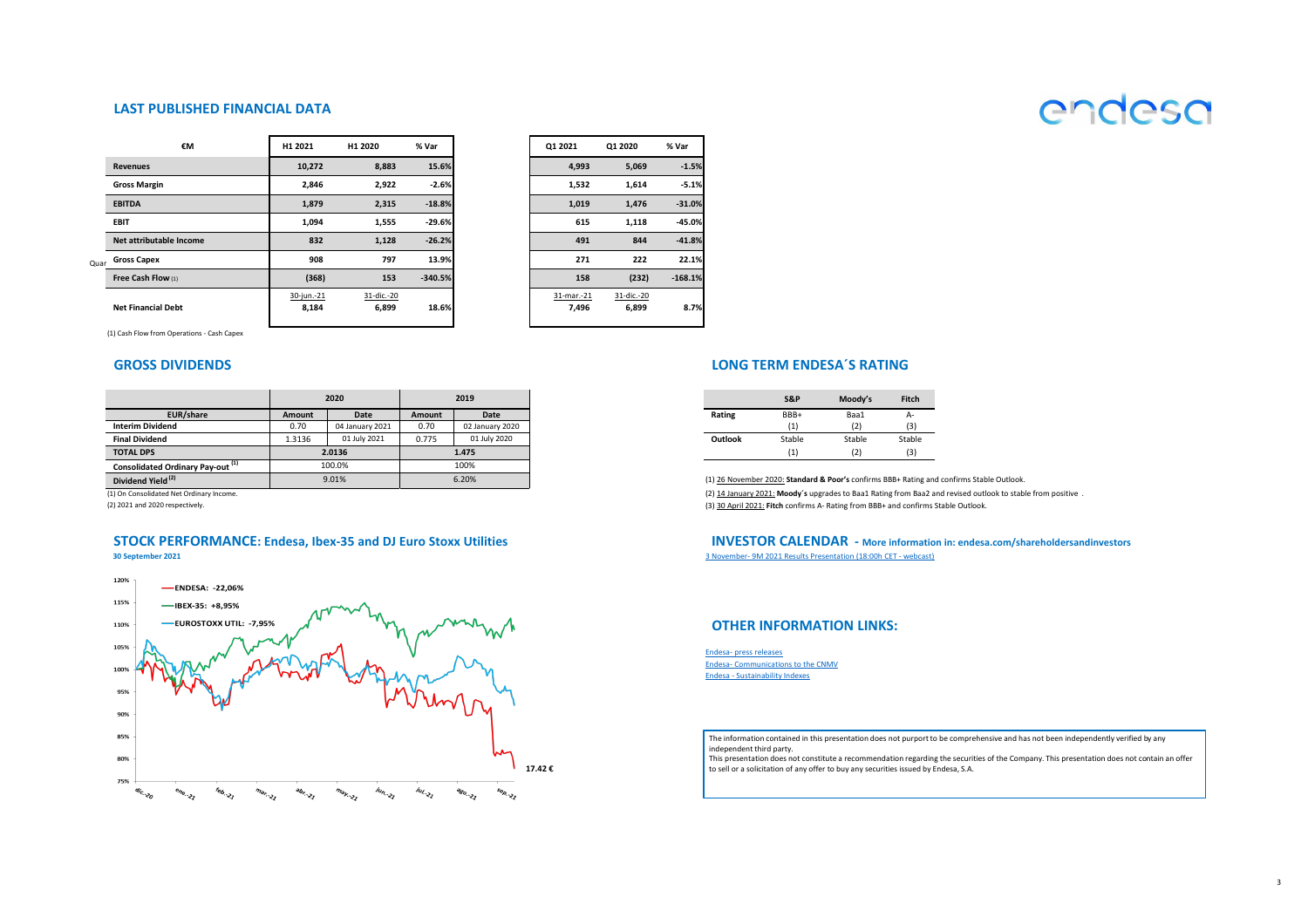endesa

## LAST PUBLISHED FINANCIAL DATA

| €M | H1 2021 | H1 2020 | % Var | Q1 2021 | Q1 2020 | % Var |
|---|---|---|---|---|---|---|
| Revenues | 10,272 | 8,883 | 15.6% | 4,993 | 5,069 | -1.5% |
| Gross Margin | 2,846 | 2,922 | -2.6% | 1,532 | 1,614 | -5.1% |
| EBITDA | 1,879 | 2,315 | -18.8% | 1,019 | 1,476 | -31.0% |
| EBIT | 1,094 | 1,555 | -29.6% | 615 | 1,118 | -45.0% |
| Net attributable Income | 832 | 1,128 | -26.2% | 491 | 844 | -41.8% |
| Gross Capex | 908 | 797 | 13.9% | 271 | 222 | 22.1% |
| Free Cash Flow (1) | (368) | 153 | -340.5% | 158 | (232) | -168.1% |
| Net Financial Debt | 30-jun.-21 8,184 | 31-dic.-20 6,899 | 18.6% | 31-mar.-21 7,496 | 31-dic.-20 6,899 | 8.7% |

(1) Cash Flow from Operations - Cash Capex

## GROSS DIVIDENDS

| | 2020 | | 2019 | |
|---|---|---|---|---|
| EUR/share | Amount | Date | Amount | Date |
| Interim Dividend | 0.70 | 04 January 2021 | 0.70 | 02 January 2020 |
| Final Dividend | 1.3136 | 01 July 2021 | 0.775 | 01 July 2020 |
| TOTAL DPS | 2.0136 | | 1.475 | |
| Consolidated Ordinary Pay-out [1] | 100.0% | | 100% | |
| Dividend Yield [2] | 9.01% | | 6.20% | |

(1) On Consolidated Net Ordinary Income.
(2) 2021 and 2020 respectively.

## STOCK PERFORMANCE: Endesa, Ibex-35 and DJ Euro Stoxx Utilities

**30 September 2021**

ENDESA: -22,06%
IBEX-35: +8,95%
EUROSTOXX UTIL: -7,95%
17.42 €
120%
115%
110%
105%
100%
95%
90%
85%
80%
75%
dic.-20 ene.-21 feb.-21 mar.-21 abr.-21 may.-21 jun.-21 jul.-21 ago.-21 sep.-21

## LONG TERM ENDESA´S RATING

| | S&P | Moody's | Fitch |
|---|---|---|---|
| Rating | BBB+ (1) | Baa1 (2) | A- (3) |
| Outlook | Stable (1) | Stable (2) | Stable (3) |

(1) 26 November 2020: **Standard & Poor's** confirms BBB+ Rating and confirms Stable Outlook.
(2) 14 January 2021: **Moody´s** upgrades to Baa1 Rating from Baa2 and revised outlook to stable from positive .
(3) 30 April 2021: **Fitch** confirms A- Rating from BBB+ and confirms Stable Outlook.

## INVESTOR CALENDAR - More information in: endesa.com/shareholdersandinvestors

3 November- 9M 2021 Results Presentation (18:00h CET - webcast)

## OTHER INFORMATION LINKS:

Endesa- press releases
Endesa- Communications to the CNMV
Endesa - Sustainability Indexes

The information contained in this presentation does not purport to be comprehensive and has not been independently verified by any independent third party.
This presentation does not constitute a recommendation regarding the securities of the Company. This presentation does not contain an offer to sell or a solicitation of any offer to buy any securities issued by Endesa, S.A.